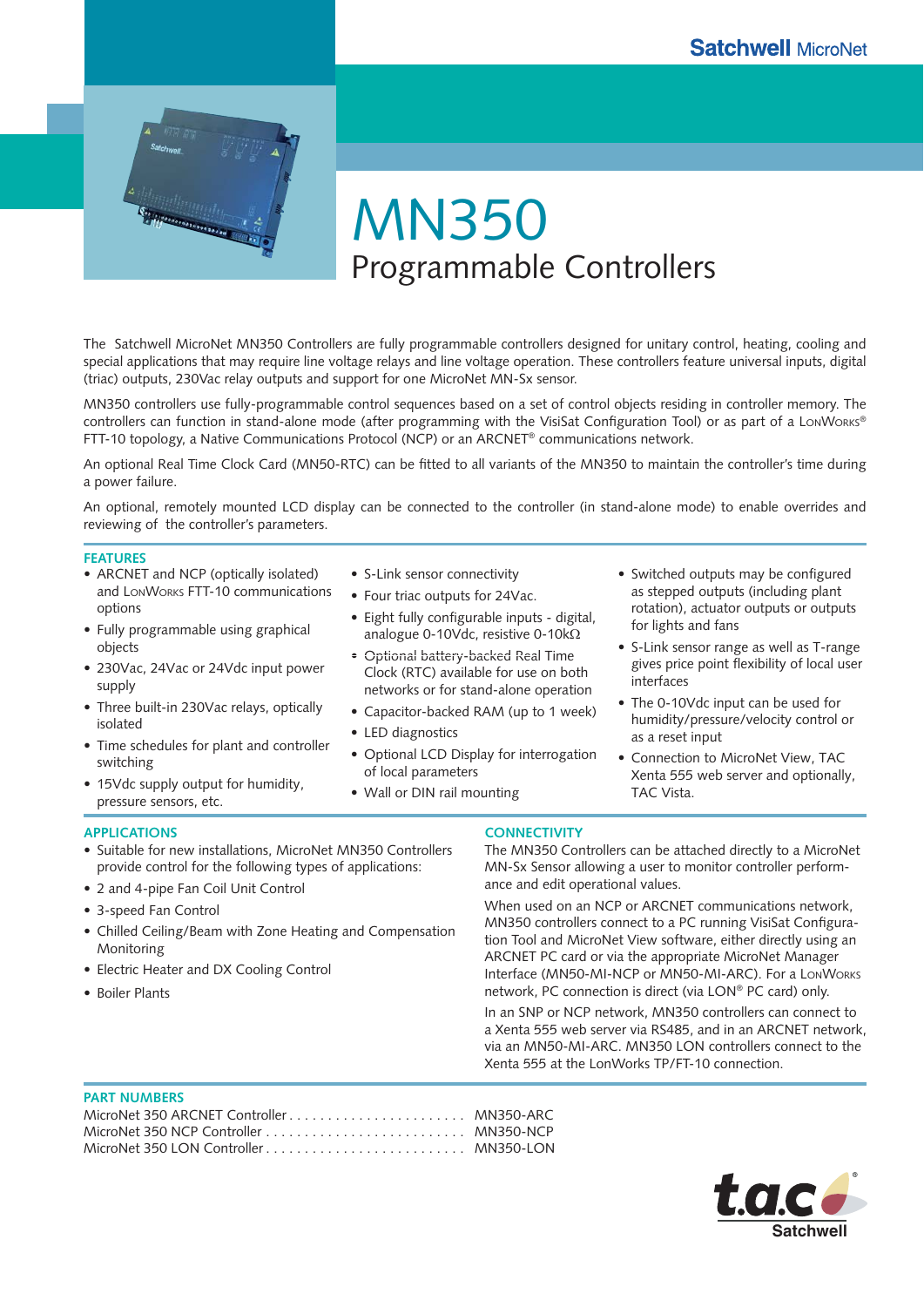Satchwell MicroNet

# MN350

## Programmable Controllers

The Satchwell MicroNet MN350 Controllers are fully programmable controllers designed for unitary control, heating, cooling and special applications that may require line voltage relays and line voltage operation. These controllers feature universal inputs, digital (triac) outputs, 230Vac relay outputs and support for one MicroNet MN-Sx sensor.

MN350 controllers use fully-programmable control sequences based on a set of control objects residing in controller memory. The controllers can function in stand-alone mode (after programming with the VisiSat Configuration Tool) or as part of a LonWorks® FTT-10 topology, a Native Communications Protocol (NCP) or an ARCNET® communications network.

An optional Real Time Clock Card (MN50-RTC) can be fitted to all variants of the MN350 to maintain the controller's time during a power failure.

An optional, remotely mounted LCD display can be connected to the controller (in stand-alone mode) to enable overrides and reviewing of the controller's parameters.

### FEATURES

- ARCNET and NCP (optically isolated) and LonWorks FTT-10 communications options
- Fully programmable using graphical objects
- 230Vac, 24Vac or 24Vdc input power supply
- Three built-in 230Vac relays, optically isolated
- Time schedules for plant and controller switching
- 15Vdc supply output for humidity, pressure sensors, etc.
- S-Link sensor connectivity
- Four triac outputs for 24Vac.
- Eight fully configurable inputs - digital, analogue 0-10Vdc, resistive 0-10kΩ
- ~~Optional battery-backed~~ Real Time Clock (RTC) available for use on both networks or for stand-alone operation
- Capacitor-backed RAM (up to 1 week)
- LED diagnostics
- Optional LCD Display for interrogation of local parameters
- Wall or DIN rail mounting
- Switched outputs may be configured as stepped outputs (including plant rotation), actuator outputs or outputs for lights and fans
- S-Link sensor range as well as T-range gives price point flexibility of local user interfaces
- The 0-10Vdc input can be used for humidity/pressure/velocity control or as a reset input
- Connection to MicroNet View, TAC Xenta 555 web server and optionally, TAC Vista.

### APPLICATIONS

- Suitable for new installations, MicroNet MN350 Controllers provide control for the following types of applications:
- 2 and 4-pipe Fan Coil Unit Control
- 3-speed Fan Control
- Chilled Ceiling/Beam with Zone Heating and Compensation Monitoring
- Electric Heater and DX Cooling Control
- Boiler Plants

### CONNECTIVITY

The MN350 Controllers can be attached directly to a MicroNet MN-Sx Sensor allowing a user to monitor controller performance and edit operational values.

When used on an NCP or ARCNET communications network, MN350 controllers connect to a PC running VisiSat Configuration Tool and MicroNet View software, either directly using an ARCNET PC card or via the appropriate MicroNet Manager Interface (MN50-MI-NCP or MN50-MI-ARC). For a LonWorks network, PC connection is direct (via LON® PC card) only.

In an SNP or NCP network, MN350 controllers can connect to a Xenta 555 web server via RS485, and in an ARCNET network, via an MN50-MI-ARC. MN350 LON controllers connect to the Xenta 555 at the LonWorks TP/FT-10 connection.

### PART NUMBERS

| Description | Part Number |
|---|---|
| MicroNet 350 ARCNET Controller | MN350-ARC |
| MicroNet 350 NCP Controller | MN350-NCP |
| MicroNet 350 LON Controller | MN350-LON |

t.a.c Satchwell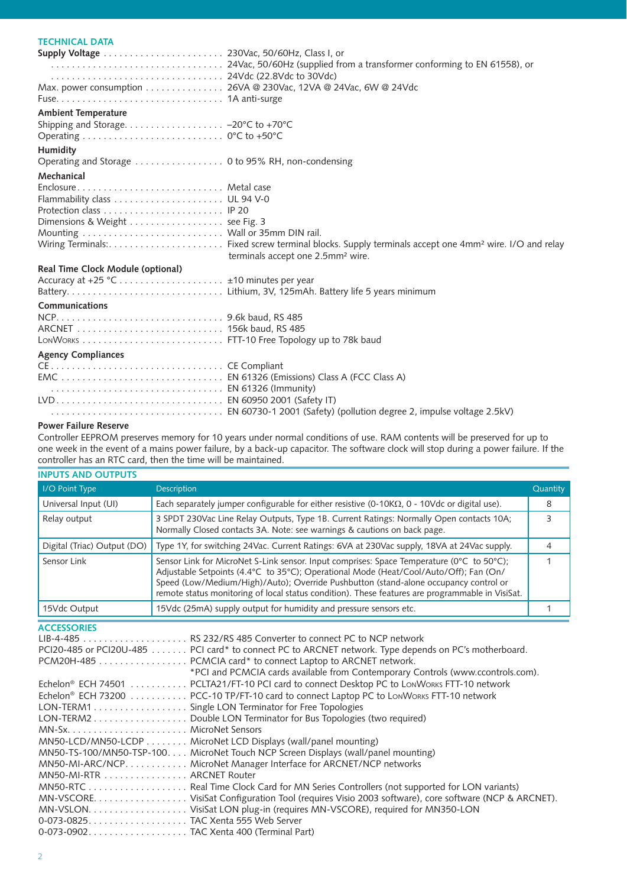## TECHNICAL DATA

**Supply Voltage** . . . . . . . . 230Vac, 50/60Hz, Class I, or
. . . . . . . . 24Vac, 50/60Hz (supplied from a transformer conforming to EN 61558), or
. . . . . . . . 24Vdc (22.8Vdc to 30Vdc)
Max. power consumption . . . . . . . . 26VA @ 230Vac, 12VA @ 24Vac, 6W @ 24Vdc
Fuse. . . . . . . . 1A anti-surge

**Ambient Temperature**
Shipping and Storage. . . . . . . . –20°C to +70°C
Operating . . . . . . . . 0°C to +50°C

**Humidity**
Operating and Storage . . . . . . . . 0 to 95% RH, non-condensing

**Mechanical**
Enclosure. . . . . . . . Metal case
Flammability class . . . . . . . . UL 94 V-0
Protection class . . . . . . . . IP 20
Dimensions & Weight . . . . . . . . see Fig. 3
Mounting . . . . . . . . Wall or 35mm DIN rail.
Wiring Terminals:. . . . . . . . Fixed screw terminal blocks. Supply terminals accept one 4mm² wire. I/O and relay terminals accept one 2.5mm² wire.

**Real Time Clock Module (optional)**
Accuracy at +25 °C . . . . . . . . ±10 minutes per year
Battery. . . . . . . . Lithium, 3V, 125mAh. Battery life 5 years minimum

**Communications**
NCP. . . . . . . . 9.6k baud, RS 485
ARCNET . . . . . . . . 156k baud, RS 485
LonWorks . . . . . . . . FTT-10 Free Topology up to 78k baud

**Agency Compliances**
CE . . . . . . . . CE Compliant
EMC . . . . . . . . EN 61326 (Emissions) Class A (FCC Class A)
. . . . . . . . EN 61326 (Immunity)
LVD . . . . . . . . EN 60950 2001 (Safety IT)
. . . . . . . . EN 60730-1 2001 (Safety) (pollution degree 2, impulse voltage 2.5kV)

**Power Failure Reserve**
Controller EEPROM preserves memory for 10 years under normal conditions of use. RAM contents will be preserved for up to one week in the event of a mains power failure, by a back-up capacitor. The software clock will stop during a power failure. If the controller has an RTC card, then the time will be maintained.

## INPUTS AND OUTPUTS

| I/O Point Type | Description | Quantity |
|---|---|---|
| Universal Input (UI) | Each separately jumper configurable for either resistive (0-10KΩ, 0 - 10Vdc or digital use). | 8 |
| Relay output | 3 SPDT 230Vac Line Relay Outputs, Type 1B. Current Ratings: Normally Open contacts 10A; Normally Closed contacts 3A. Note: see warnings & cautions on back page. | 3 |
| Digital (Triac) Output (DO) | Type 1Y, for switching 24Vac. Current Ratings: 6VA at 230Vac supply, 18VA at 24Vac supply. | 4 |
| Sensor Link | Sensor Link for MicroNet S-Link sensor. Input comprises: Space Temperature (0°C to 50°C); Adjustable Setpoints (4.4°C to 35°C); Operational Mode (Heat/Cool/Auto/Off); Fan (On/Speed (Low/Medium/High)/Auto); Override Pushbutton (stand-alone occupancy control or remote status monitoring of local status condition). These features are programmable in VisiSat. | 1 |
| 15Vdc Output | 15Vdc (25mA) supply output for humidity and pressure sensors etc. | 1 |

## ACCESSORIES

LIB-4-485 . . . . . . . . RS 232/RS 485 Converter to connect PC to NCP network
PCI20-485 or PCI20U-485 . . . . . . . . PCI card* to connect PC to ARCNET network. Type depends on PC's motherboard.
PCM20H-485 . . . . . . . . PCMCIA card* to connect Laptop to ARCNET network.
*PCI and PCMCIA cards available from Contemporary Controls (www.ccontrols.com).
Echelon® ECH 74501 . . . . . . . . PCLTA21/FT-10 PCI card to connect Desktop PC to LonWorks FTT-10 network
Echelon® ECH 73200 . . . . . . . . PCC-10 TP/FT-10 card to connect Laptop PC to LonWorks FTT-10 network
LON-TERM1 . . . . . . . . Single LON Terminator for Free Topologies
LON-TERM2 . . . . . . . . Double LON Terminator for Bus Topologies (two required)
MN-Sx. . . . . . . . MicroNet Sensors
MN50-LCD/MN50-LCDP . . . . . . . . MicroNet LCD Displays (wall/panel mounting)
MN50-TS-100/MN50-TSP-100. . . . MicroNet Touch NCP Screen Displays (wall/panel mounting)
MN50-MI-ARC/NCP. . . . . . . . MicroNet Manager Interface for ARCNET/NCP networks
MN50-MI-RTR . . . . . . . . ARCNET Router
MN50-RTC . . . . . . . . Real Time Clock Card for MN Series Controllers (not supported for LON variants)
MN-VSCORE. . . . . . . . VisiSat Configuration Tool (requires Visio 2003 software), core software (NCP & ARCNET).
MN-VSLON. . . . . . . . VisiSat LON plug-in (requires MN-VSCORE), required for MN350-LON
0-073-0825. . . . . . . . TAC Xenta 555 Web Server
0-073-0902. . . . . . . . TAC Xenta 400 (Terminal Part)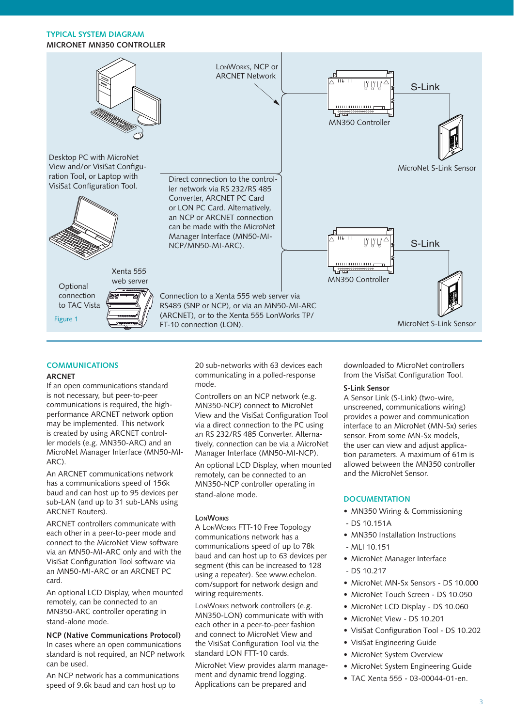## TYPICAL SYSTEM DIAGRAM

**MICRONET MN350 CONTROLLER**

Desktop PC with MicroNet View and/or VisiSat Configuration Tool, or Laptop with VisiSat Configuration Tool.

LonWorks, NCP or ARCNET Network

Direct connection to the controller network via RS 232/RS 485 Converter, ARCNET PC Card or LON PC Card. Alternatively, an NCP or ARCNET connection can be made with the MicroNet Manager Interface (MN50-MI-NCP/MN50-MI-ARC).

MN350 Controller

S-Link

MicroNet S-Link Sensor

MN350 Controller

S-Link

MicroNet S-Link Sensor

Optional connection to TAC Vista

Xenta 555 web server

Connection to a Xenta 555 web server via RS485 (SNP or NCP), or via an MN50-MI-ARC (ARCNET), or to the Xenta 555 LonWorks TP/FT-10 connection (LON).

Figure 1

## COMMUNICATIONS

### ARCNET

If an open communications standard is not necessary, but peer-to-peer communications is required, the high-performance ARCNET network option may be implemented. This network is created by using ARCNET controller models (e.g. MN350-ARC) and an MicroNet Manager Interface (MN50-MI-ARC).

An ARCNET communications network has a communications speed of 156k baud and can host up to 95 devices per sub-LAN (and up to 31 sub-LANs using ARCNET Routers).

ARCNET controllers communicate with each other in a peer-to-peer mode and connect to the MicroNet View software via an MN50-MI-ARC only and with the VisiSat Configuration Tool software via an MN50-MI-ARC or an ARCNET PC card.

An optional LCD Display, when mounted remotely, can be connected to an MN350-ARC controller operating in stand-alone mode.

### NCP (Native Communications Protocol)

In cases where an open communications standard is not required, an NCP network can be used.

An NCP network has a communications speed of 9.6k baud and can host up to 20 sub-networks with 63 devices each communicating in a polled-response mode.

Controllers on an NCP network (e.g. MN350-NCP) connect to MicroNet View and the VisiSat Configuration Tool via a direct connection to the PC using an RS 232/RS 485 Converter. Alternatively, connection can be via a MicroNet Manager Interface (MN50-MI-NCP).

An optional LCD Display, when mounted remotely, can be connected to an MN350-NCP controller operating in stand-alone mode.

### LonWorks

A LonWorks FTT-10 Free Topology communications network has a communications speed of up to 78k baud and can host up to 63 devices per segment (this can be increased to 128 using a repeater). See www.echelon.com/support for network design and wiring requirements.

LonWorks network controllers (e.g. MN350-LON) communicate with with each other in a peer-to-peer fashion and connect to MicroNet View and the VisiSat Configuration Tool via the standard LON FTT-10 cards.

MicroNet View provides alarm management and dynamic trend logging. Applications can be prepared and downloaded to MicroNet controllers from the VisiSat Configuration Tool.

### S-Link Sensor

A Sensor Link (S-Link) (two-wire, unscreened, communications wiring) provides a power and communication interface to an MicroNet (MN-Sx) series sensor. From some MN-Sx models, the user can view and adjust application parameters. A maximum of 61m is allowed between the MN350 controller and the MicroNet Sensor.

## DOCUMENTATION

- MN350 Wiring & Commissioning - DS 10.151A
- MN350 Installation Instructions - MLI 10.151
- MicroNet Manager Interface - DS 10.217
- MicroNet MN-Sx Sensors - DS 10.000
- MicroNet Touch Screen - DS 10.050
- MicroNet LCD Display - DS 10.060
- MicroNet View - DS 10.201
- VisiSat Configuration Tool - DS 10.202
- VisiSat Engineering Guide
- MicroNet System Overview
- MicroNet System Engineering Guide
- TAC Xenta 555 - 03-00044-01-en.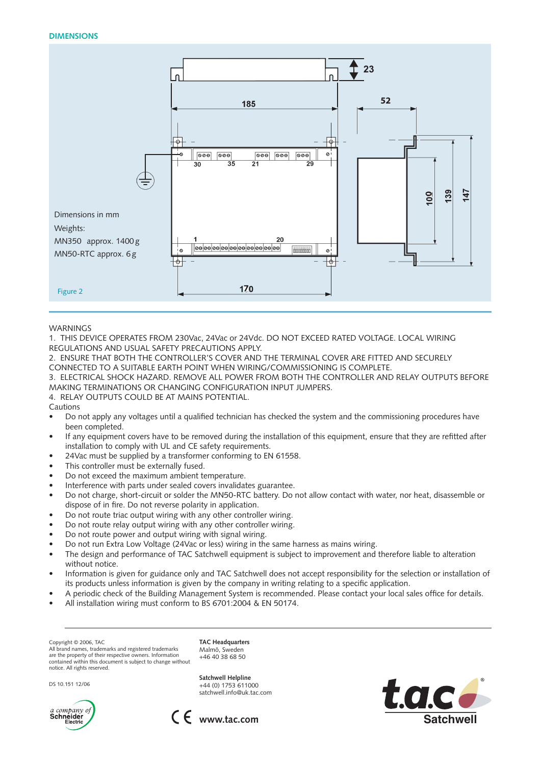## DIMENSIONS

23

185

52

30 35 21 29

100

139

147

1 20

170

Dimensions in mm

Weights:

MN350 approx. 1400 g

MN50-RTC approx. 6 g

Figure 2

WARNINGS

1. THIS DEVICE OPERATES FROM 230Vac, 24Vac or 24Vdc. DO NOT EXCEED RATED VOLTAGE. LOCAL WIRING REGULATIONS AND USUAL SAFETY PRECAUTIONS APPLY.

2. ENSURE THAT BOTH THE CONTROLLER'S COVER AND THE TERMINAL COVER ARE FITTED AND SECURELY CONNECTED TO A SUITABLE EARTH POINT WHEN WIRING/COMMISSIONING IS COMPLETE.

3. ELECTRICAL SHOCK HAZARD. REMOVE ALL POWER FROM BOTH THE CONTROLLER AND RELAY OUTPUTS BEFORE MAKING TERMINATIONS OR CHANGING CONFIGURATION INPUT JUMPERS.

4. RELAY OUTPUTS COULD BE AT MAINS POTENTIAL.

Cautions

- Do not apply any voltages until a qualified technician has checked the system and the commissioning procedures have been completed.
- If any equipment covers have to be removed during the installation of this equipment, ensure that they are refitted after installation to comply with UL and CE safety requirements.
- 24Vac must be supplied by a transformer conforming to EN 61558.
- This controller must be externally fused.
- Do not exceed the maximum ambient temperature.
- Interference with parts under sealed covers invalidates guarantee.
- Do not charge, short-circuit or solder the MN50-RTC battery. Do not allow contact with water, nor heat, disassemble or dispose of in fire. Do not reverse polarity in application.
- Do not route triac output wiring with any other controller wiring.
- Do not route relay output wiring with any other controller wiring.
- Do not route power and output wiring with signal wiring.
- Do not run Extra Low Voltage (24Vac or less) wiring in the same harness as mains wiring.
- The design and performance of TAC Satchwell equipment is subject to improvement and therefore liable to alteration without notice.
- Information is given for guidance only and TAC Satchwell does not accept responsibility for the selection or installation of its products unless information is given by the company in writing relating to a specific application.
- A periodic check of the Building Management System is recommended. Please contact your local sales office for details.
- All installation wiring must conform to BS 6701:2004 & EN 50174.

Copyright © 2006, TAC
All brand names, trademarks and registered trademarks are the property of their respective owners. Information contained within this document is subject to change without notice. All rights reserved.

DS 10.151 12/06

**TAC Headquarters**
Malmö, Sweden
+46 40 38 68 50

**Satchwell Helpline**
+44 (0) 1753 611000
satchwell.info@uk.tac.com

a company of Schneider Electric

**www.tac.com**

t.a.c Satchwell